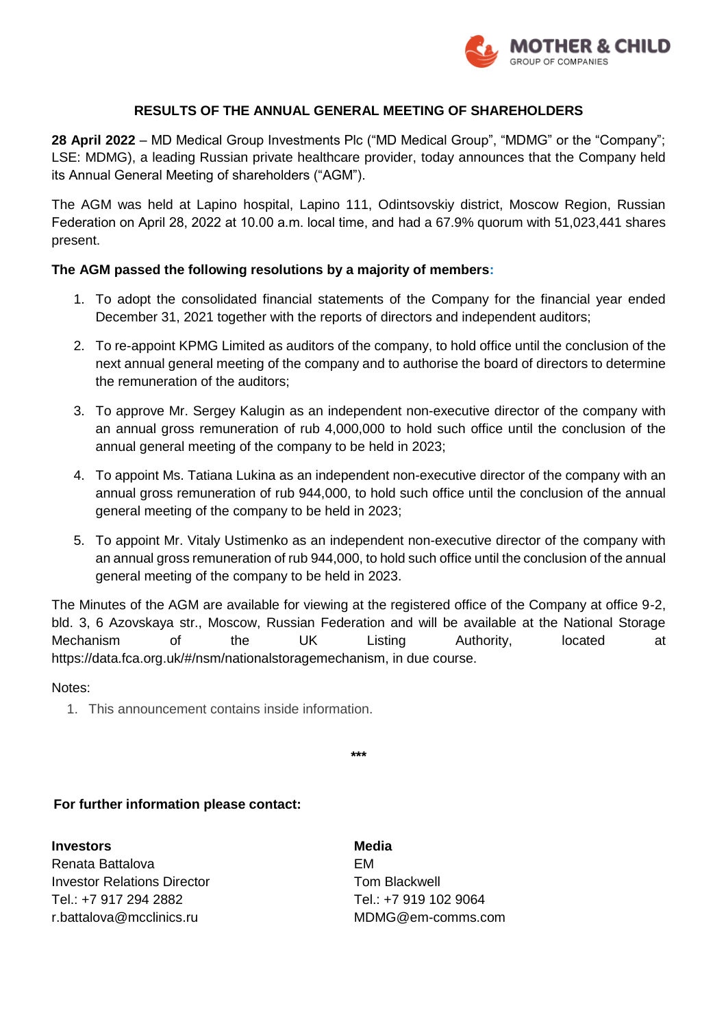MOTHER & CHILD
GROUP OF COMPANIES

# RESULTS OF THE ANNUAL GENERAL MEETING OF SHAREHOLDERS

**28 April 2022** – MD Medical Group Investments Plc ("MD Medical Group", "MDMG" or the "Company"; LSE: MDMG), a leading Russian private healthcare provider, today announces that the Company held its Annual General Meeting of shareholders ("AGM").

The AGM was held at Lapino hospital, Lapino 111, Odintsovskiy district, Moscow Region, Russian Federation on April 28, 2022 at 10.00 a.m. local time, and had a 67.9% quorum with 51,023,441 shares present.

**The AGM passed the following resolutions by a majority of members:**

1. To adopt the consolidated financial statements of the Company for the financial year ended December 31, 2021 together with the reports of directors and independent auditors;
2. To re-appoint KPMG Limited as auditors of the company, to hold office until the conclusion of the next annual general meeting of the company and to authorise the board of directors to determine the remuneration of the auditors;
3. To approve Mr. Sergey Kalugin as an independent non-executive director of the company with an annual gross remuneration of rub 4,000,000 to hold such office until the conclusion of the annual general meeting of the company to be held in 2023;
4. To appoint Ms. Tatiana Lukina as an independent non-executive director of the company with an annual gross remuneration of rub 944,000, to hold such office until the conclusion of the annual general meeting of the company to be held in 2023;
5. To appoint Mr. Vitaly Ustimenko as an independent non-executive director of the company with an annual gross remuneration of rub 944,000, to hold such office until the conclusion of the annual general meeting of the company to be held in 2023.

The Minutes of the AGM are available for viewing at the registered office of the Company at office 9-2, bld. 3, 6 Azovskaya str., Moscow, Russian Federation and will be available at the National Storage Mechanism of the UK Listing Authority, located at https://data.fca.org.uk/#/nsm/nationalstoragemechanism, in due course.

Notes:

1. This announcement contains inside information.

***

**For further information please contact:**

**Investors**
Renata Battalova
Investor Relations Director
Tel.: +7 917 294 2882
r.battalova@mcclinics.ru

**Media**
EM
Tom Blackwell
Tel.: +7 919 102 9064
MDMG@em-comms.com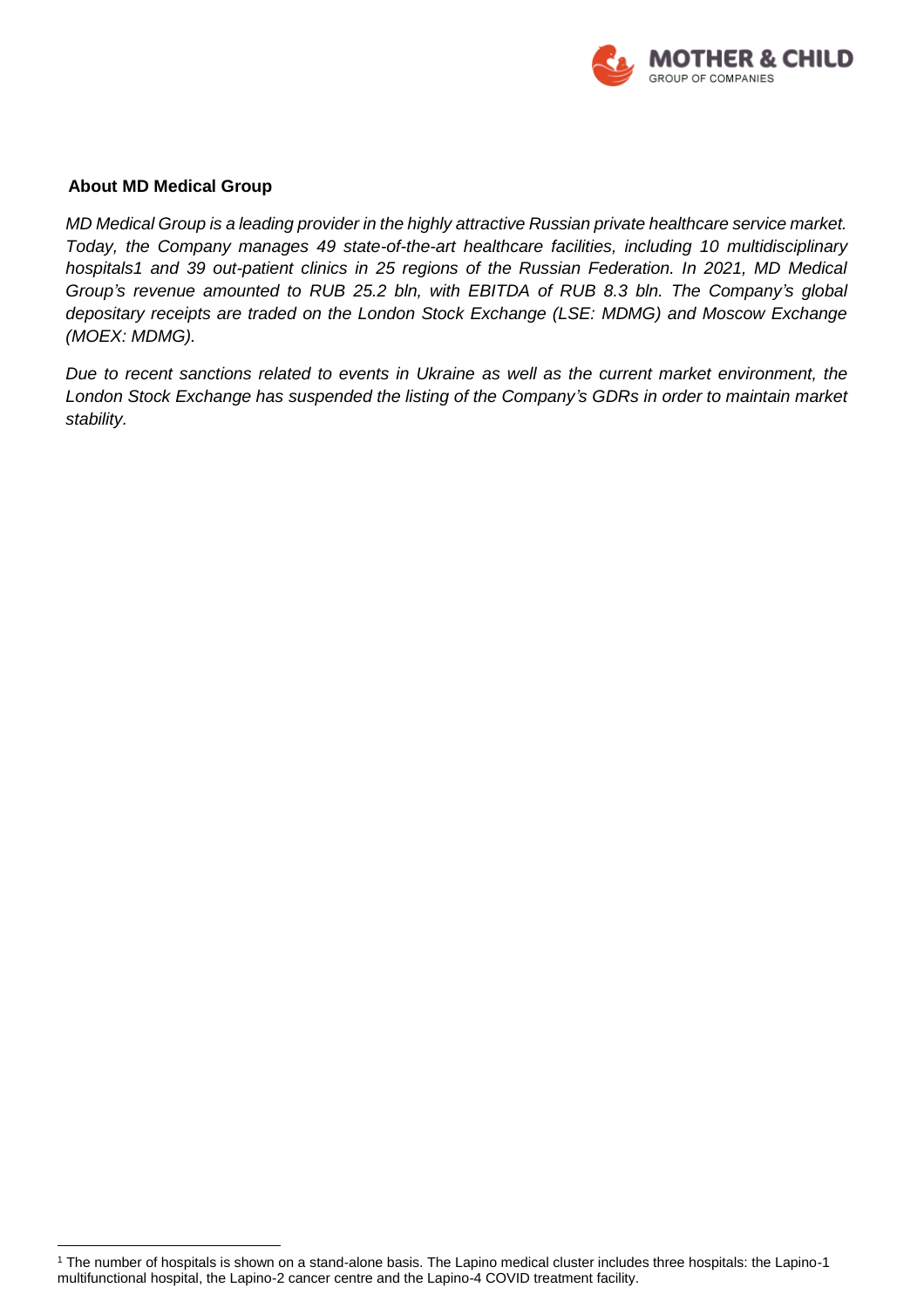**About MD Medical Group**

*MD Medical Group is a leading provider in the highly attractive Russian private healthcare service market. Today, the Company manages 49 state-of-the-art healthcare facilities, including 10 multidisciplinary hospitals[1] and 39 out-patient clinics in 25 regions of the Russian Federation. In 2021, MD Medical Group's revenue amounted to RUB 25.2 bln, with EBITDA of RUB 8.3 bln. The Company's global depositary receipts are traded on the London Stock Exchange (LSE: MDMG) and Moscow Exchange (MOEX: MDMG).*

*Due to recent sanctions related to events in Ukraine as well as the current market environment, the London Stock Exchange has suspended the listing of the Company's GDRs in order to maintain market stability.*

[1] The number of hospitals is shown on a stand-alone basis. The Lapino medical cluster includes three hospitals: the Lapino-1 multifunctional hospital, the Lapino-2 cancer centre and the Lapino-4 COVID treatment facility.